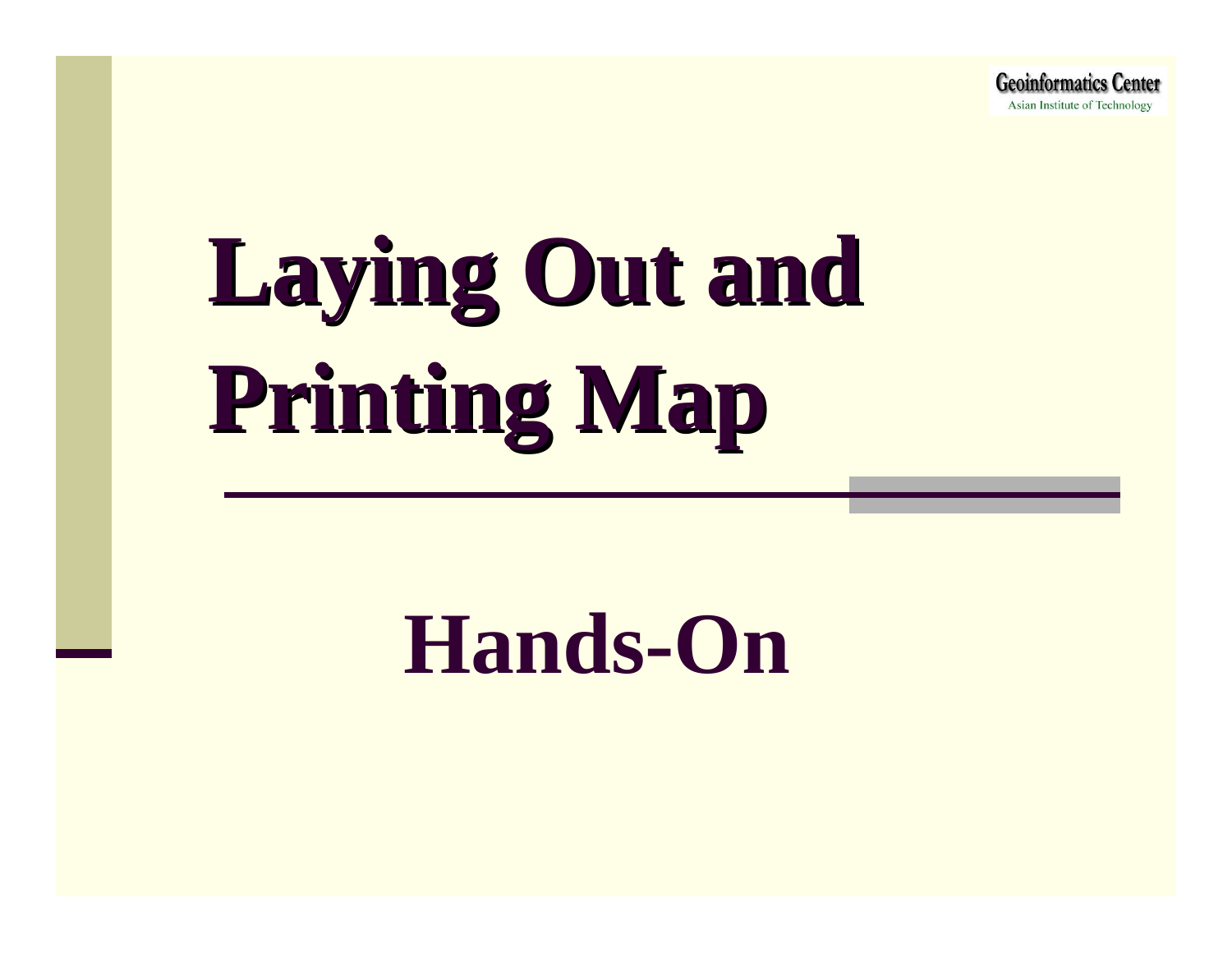Geoinformatics Center
Asian Institute of Technology

# Laying Out and Printing Map

## Hands-On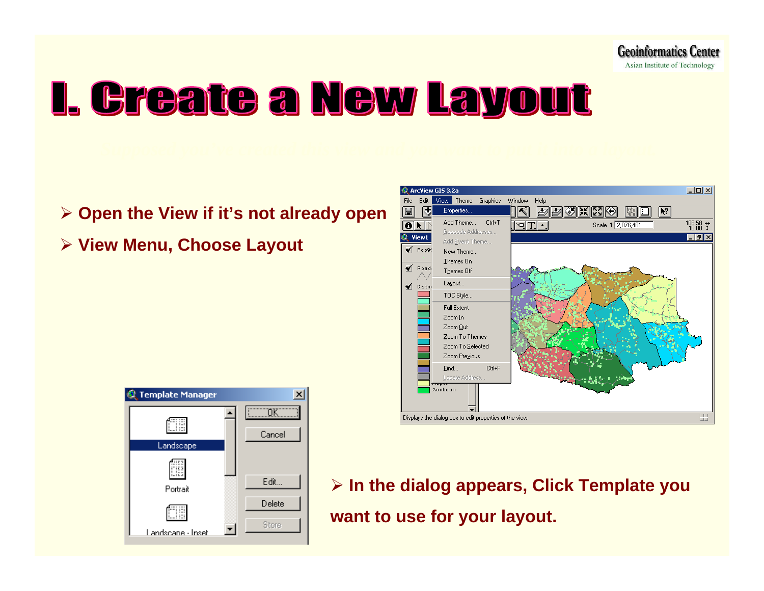# I. Create a New Layout

- Open the View if it's not already open
- View Menu, Choose Layout

- In the dialog appears, Click Template you want to use for your layout.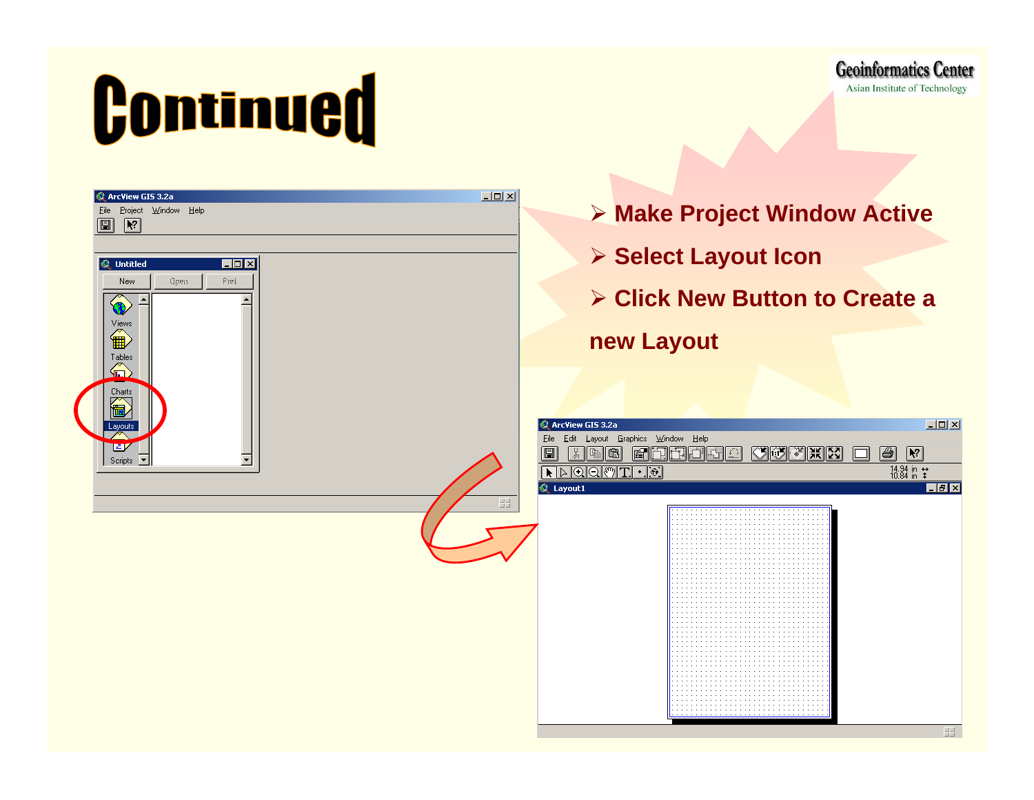# Continued

- Make Project Window Active
- Select Layout Icon
- Click New Button to Create a new Layout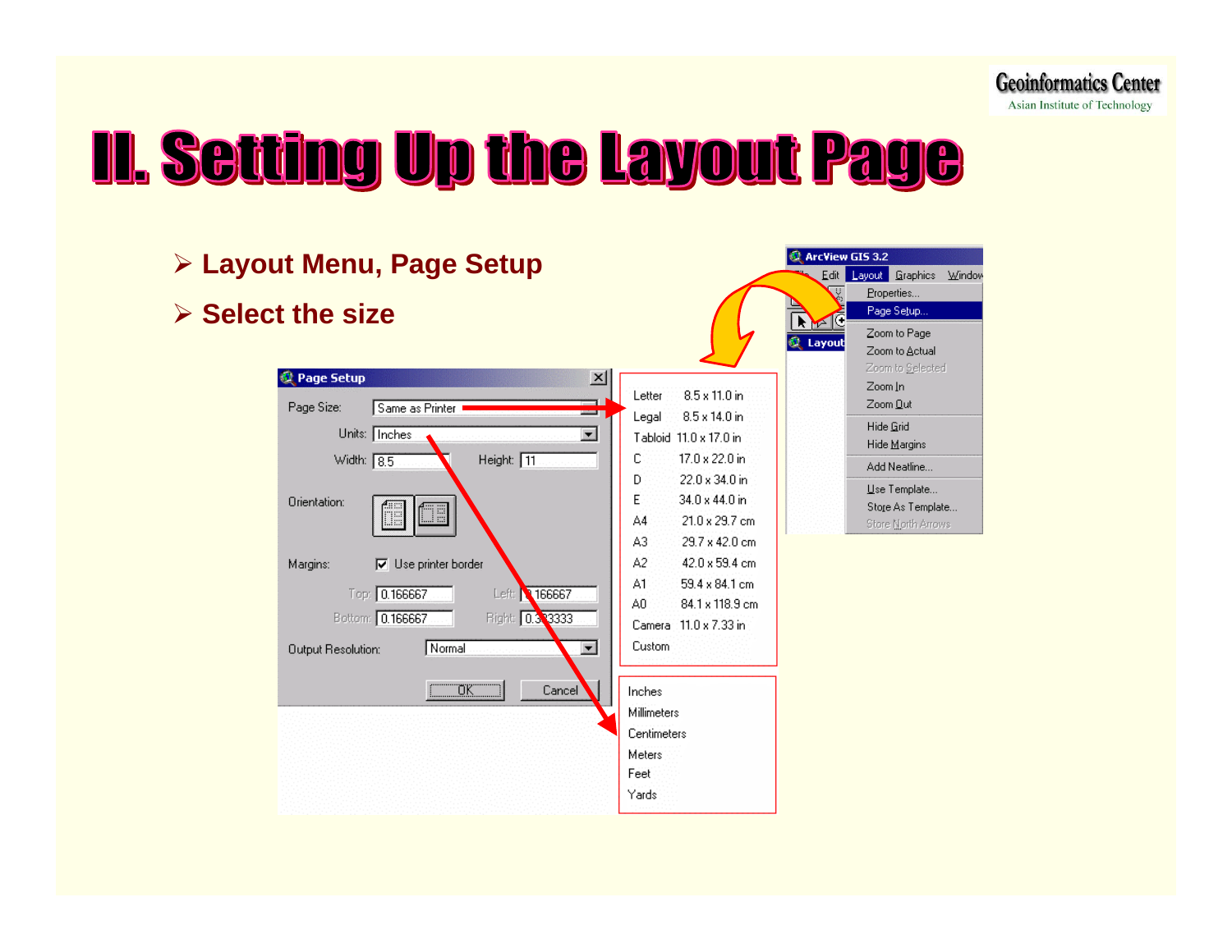# II. Setting Up the Layout Page

- Layout Menu, Page Setup
- Select the size

**Page Setup**

Page Size: Same as Printer

Units: Inches

Width: 8.5 Height: 11

Orientation:

Margins: ☑ Use printer border

Top: 0.166667 Left: 0.166667

Bottom: 0.166667 Right: 0.333333

Output Resolution: Normal

OK Cancel

| Size | Dimensions |
| --- | --- |
| Letter | 8.5 x 11.0 in |
| Legal | 8.5 x 14.0 in |
| Tabloid | 11.0 x 17.0 in |
| C | 17.0 x 22.0 in |
| D | 22.0 x 34.0 in |
| E | 34.0 x 44.0 in |
| A4 | 21.0 x 29.7 cm |
| A3 | 29.7 x 42.0 cm |
| A2 | 42.0 x 59.4 cm |
| A1 | 59.4 x 84.1 cm |
| A0 | 84.1 x 118.9 cm |
| Camera | 11.0 x 7.33 in |
| Custom | |

- Inches
- Millimeters
- Centimeters
- Meters
- Feet
- Yards

**ArcView GIS 3.2**

File Edit Layout Graphics Window

- Properties...
- Page Setup...
- Zoom to Page
- Zoom to Actual
- Zoom to Selected
- Zoom In
- Zoom Out
- Hide Grid
- Hide Margins
- Add Neatline...
- Use Template...
- Store As Template...
- Store North Arrows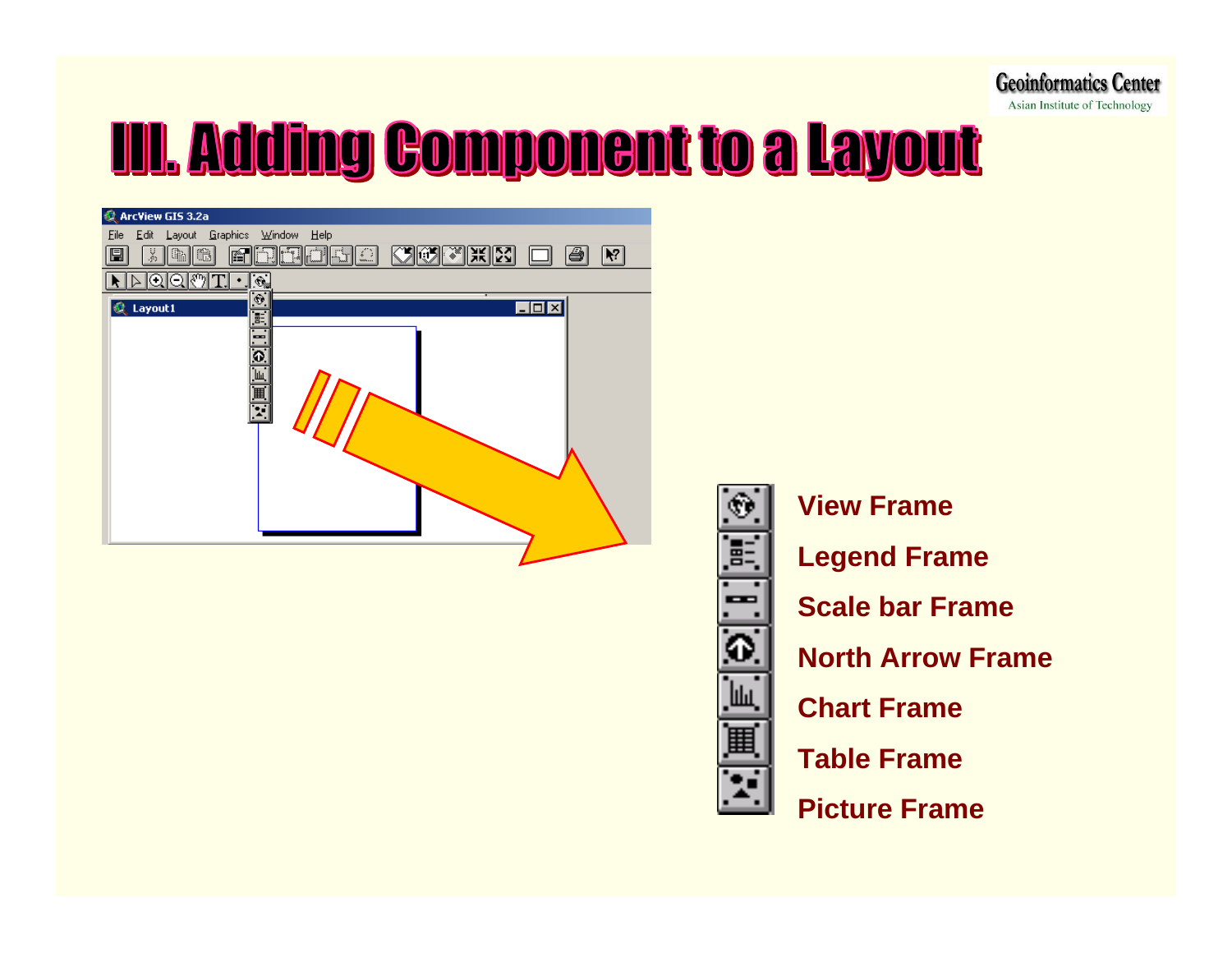# III. Adding Component to a Layout

- View Frame
- Legend Frame
- Scale bar Frame
- North Arrow Frame
- Chart Frame
- Table Frame
- Picture Frame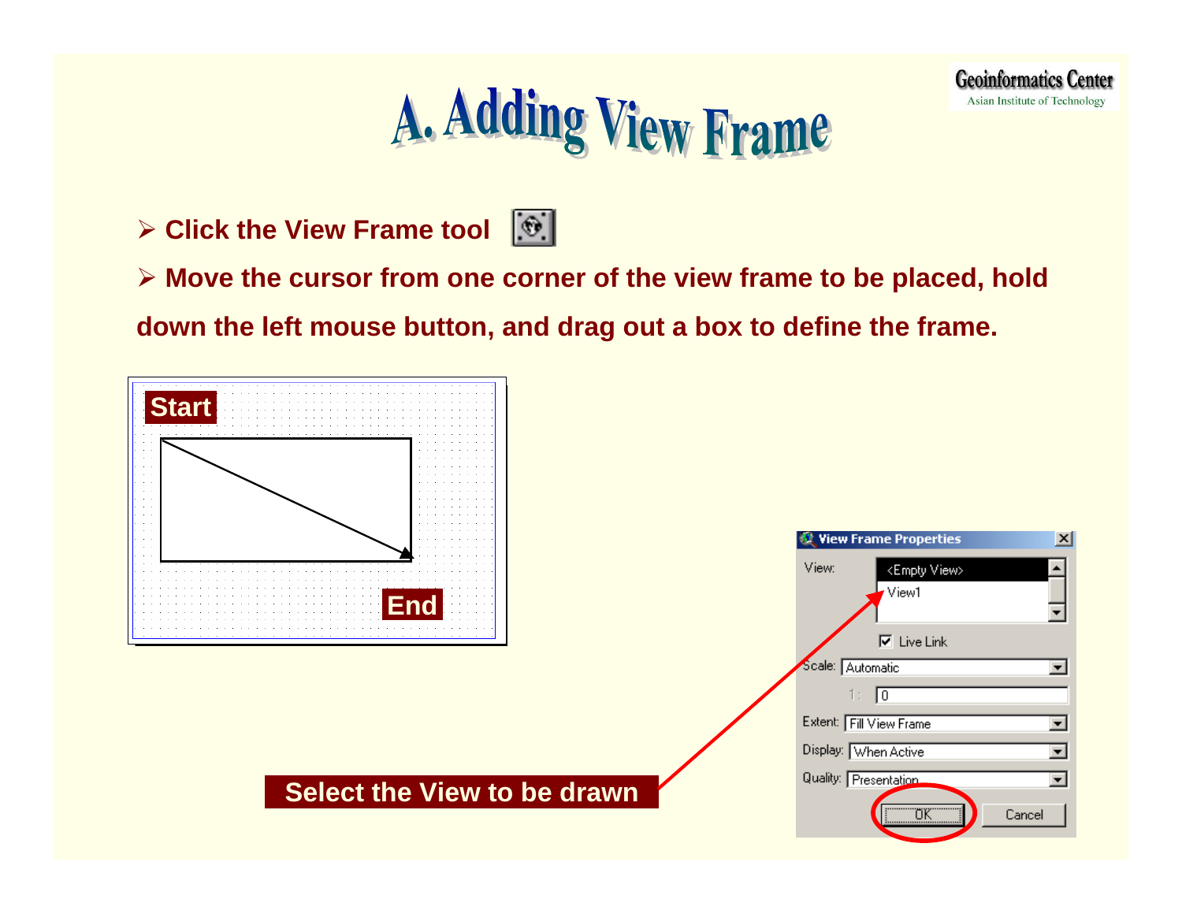# A. Adding View Frame

- Click the View Frame tool
- Move the cursor from one corner of the view frame to be placed, hold down the left mouse button, and drag out a box to define the frame.

Start

End

Select the View to be drawn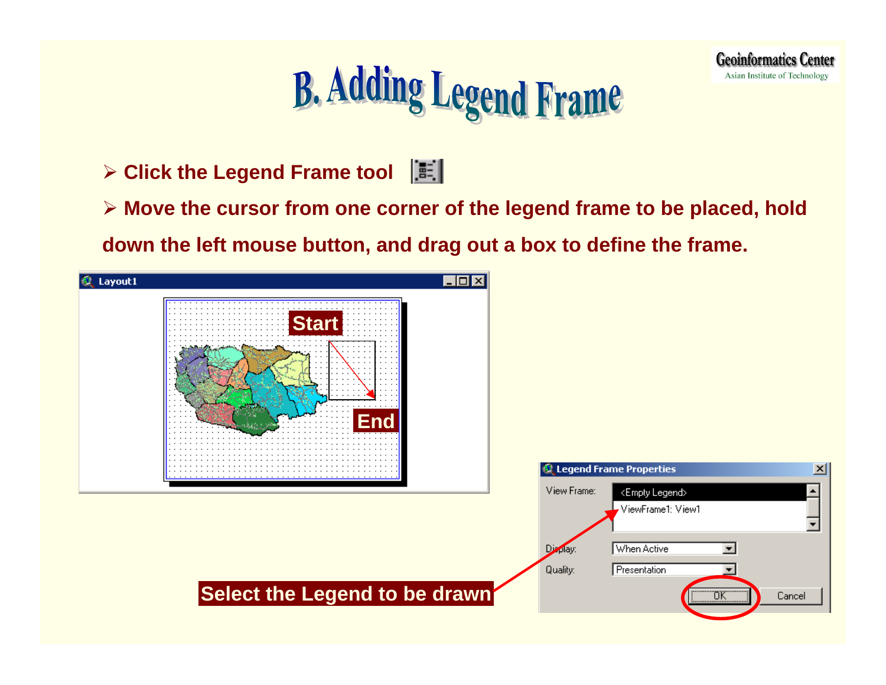# B. Adding Legend Frame

- Click the Legend Frame tool
- Move the cursor from one corner of the legend frame to be placed, hold down the left mouse button, and drag out a box to define the frame.

Start

End

Select the Legend to be drawn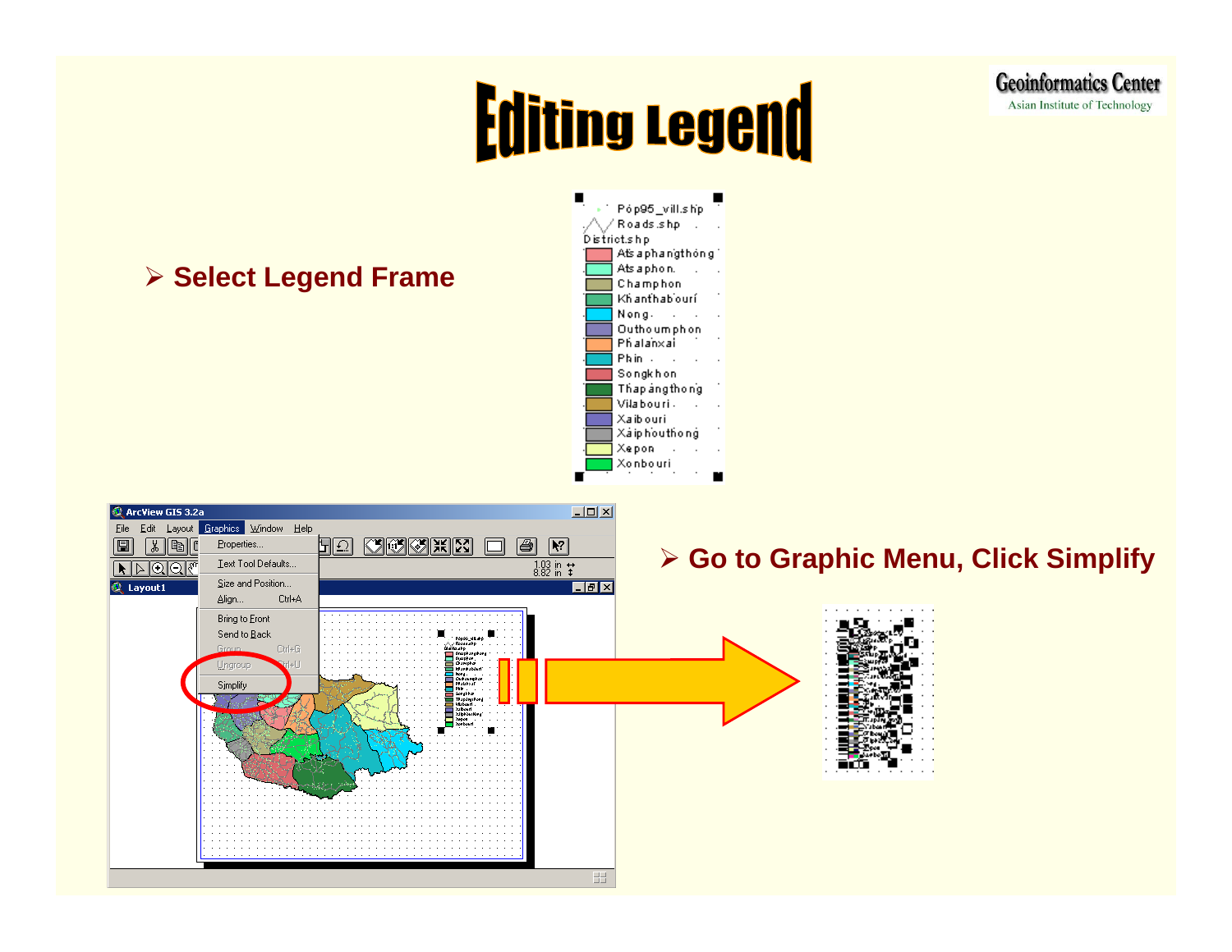# Editing Legend

- Select Legend Frame

- Go to Graphic Menu, Click Simplify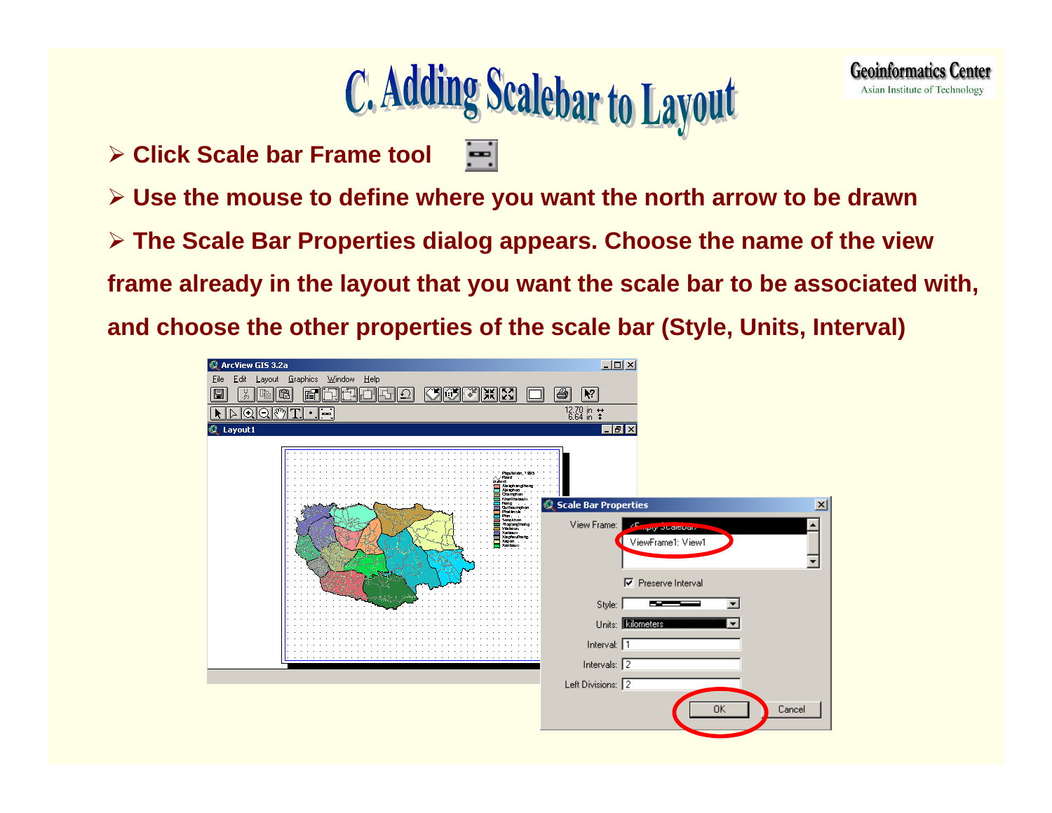# C. Adding Scalebar to Layout

- **Click Scale bar Frame tool**
- **Use the mouse to define where you want the north arrow to be drawn**
- **The Scale Bar Properties dialog appears. Choose the name of the view frame already in the layout that you want the scale bar to be associated with, and choose the other properties of the scale bar (Style, Units, Interval)**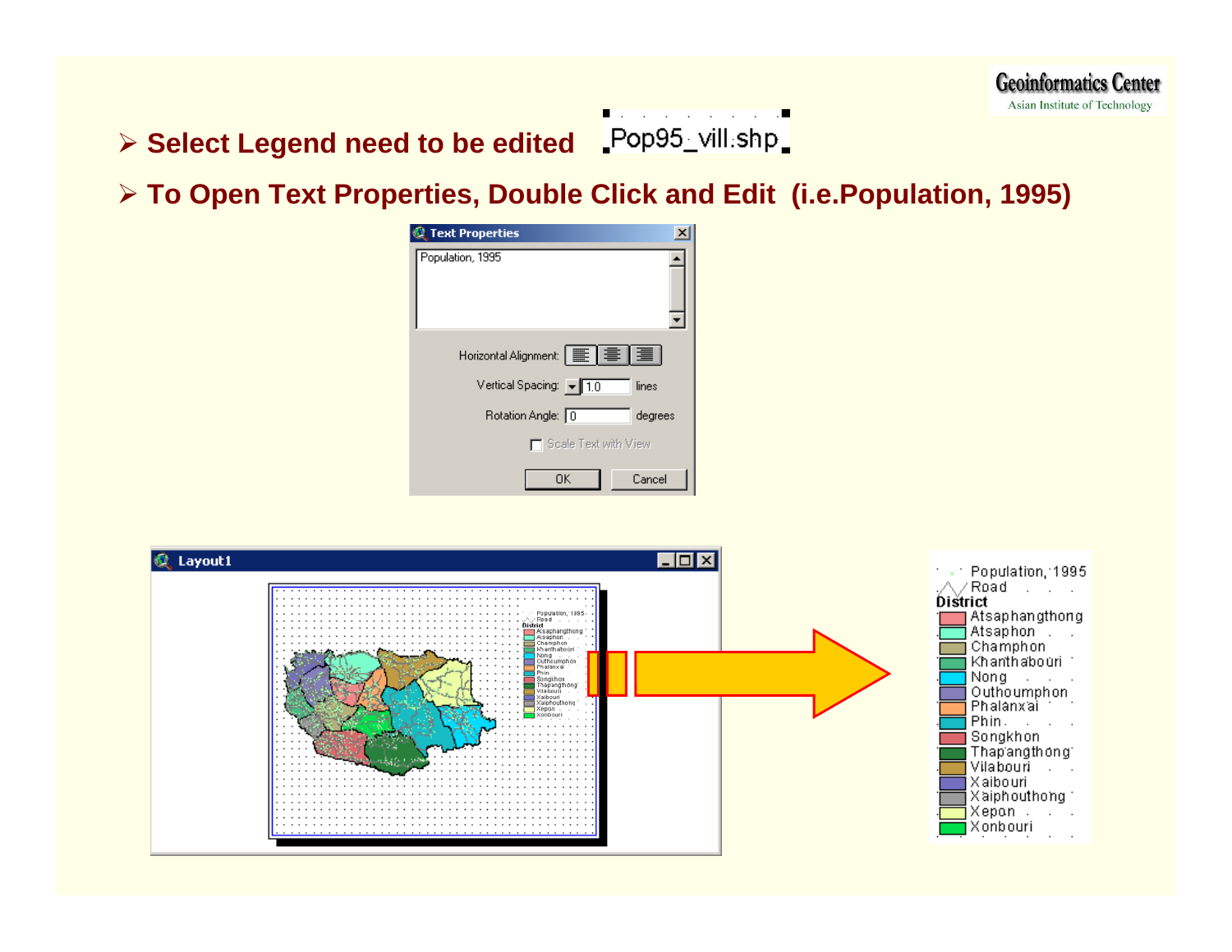- **Select Legend need to be edited** Pop95_vill.shp
- **To Open Text Properties, Double Click and Edit (i.e.Population, 1995)**

**Text Properties**

Population, 1995

Horizontal Alignment:

Vertical Spacing: 1.0 lines

Rotation Angle: 0 degrees

Scale Text with View

OK Cancel

**Layout1**

Population, 1995
Road
District
Atsaphangthong
Atsaphon
Champhon
Khanthabouri
Nong
Outhoumphon
Phalanxai
Phin
Songkhon
Thapangthong
Vilabouri
Xaibouri
Xaiphouthong
Xepon
Xonbouri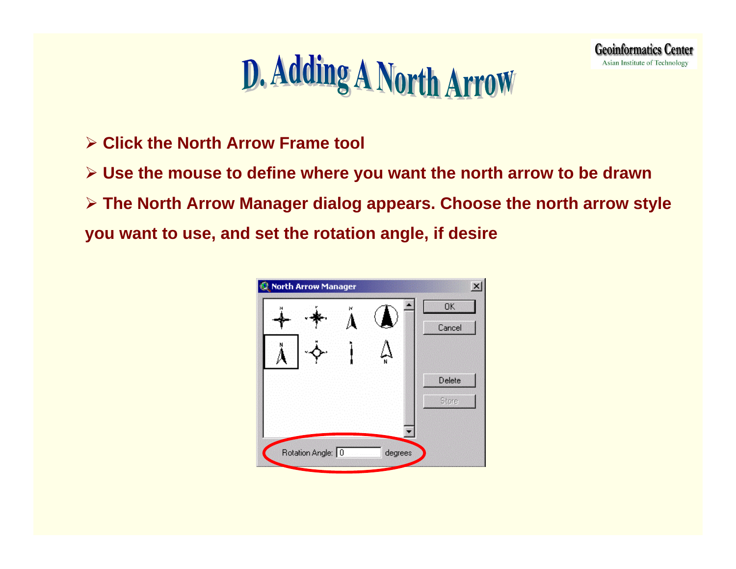# D. Adding A North Arrow

- Click the North Arrow Frame tool
- Use the mouse to define where you want the north arrow to be drawn
- The North Arrow Manager dialog appears. Choose the north arrow style you want to use, and set the rotation angle, if desire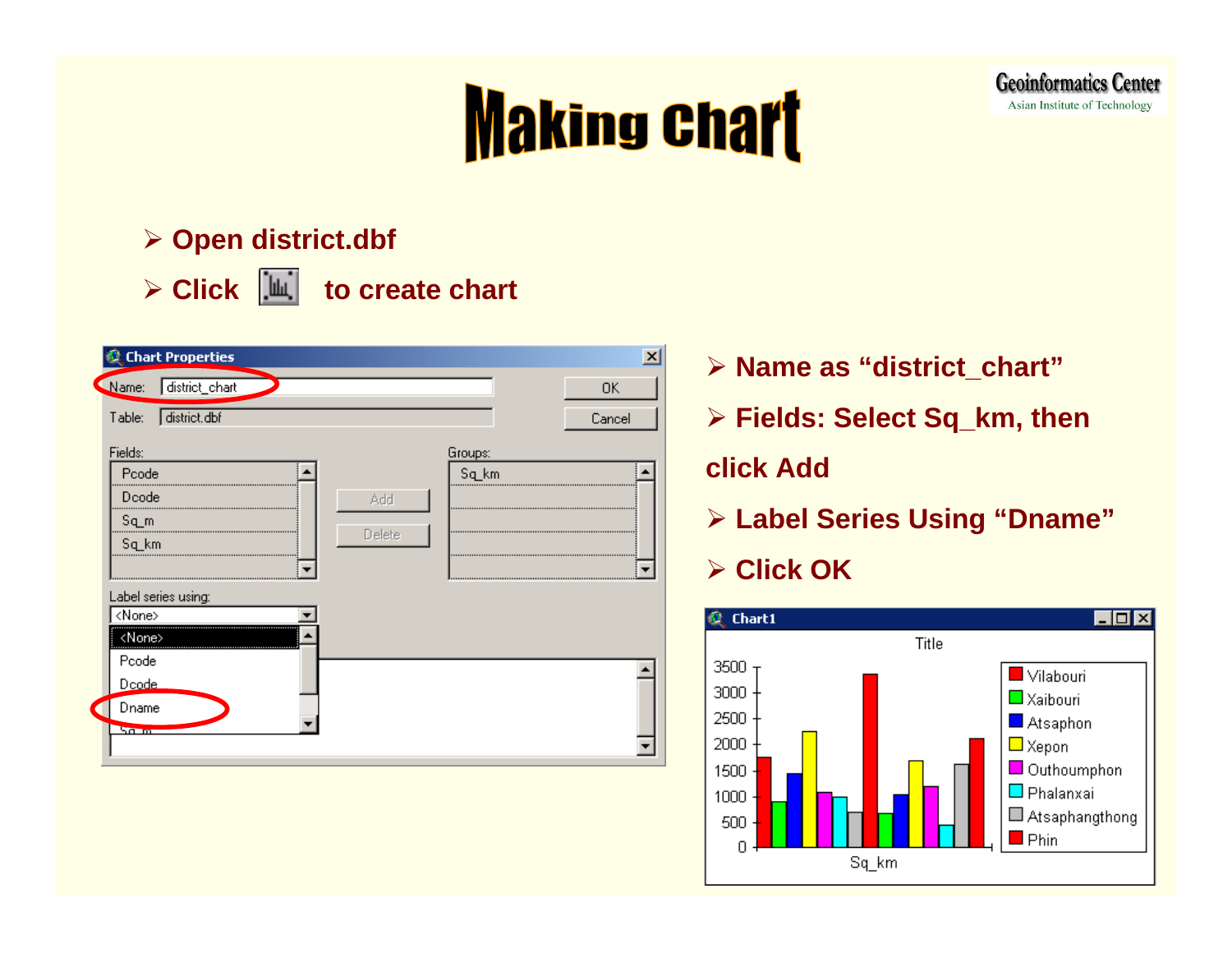# Making Chart

- Open district.dbf
- Click to create chart

- Name as "district_chart"
- Fields: Select Sq_km, then click Add
- Label Series Using "Dname"
- Click OK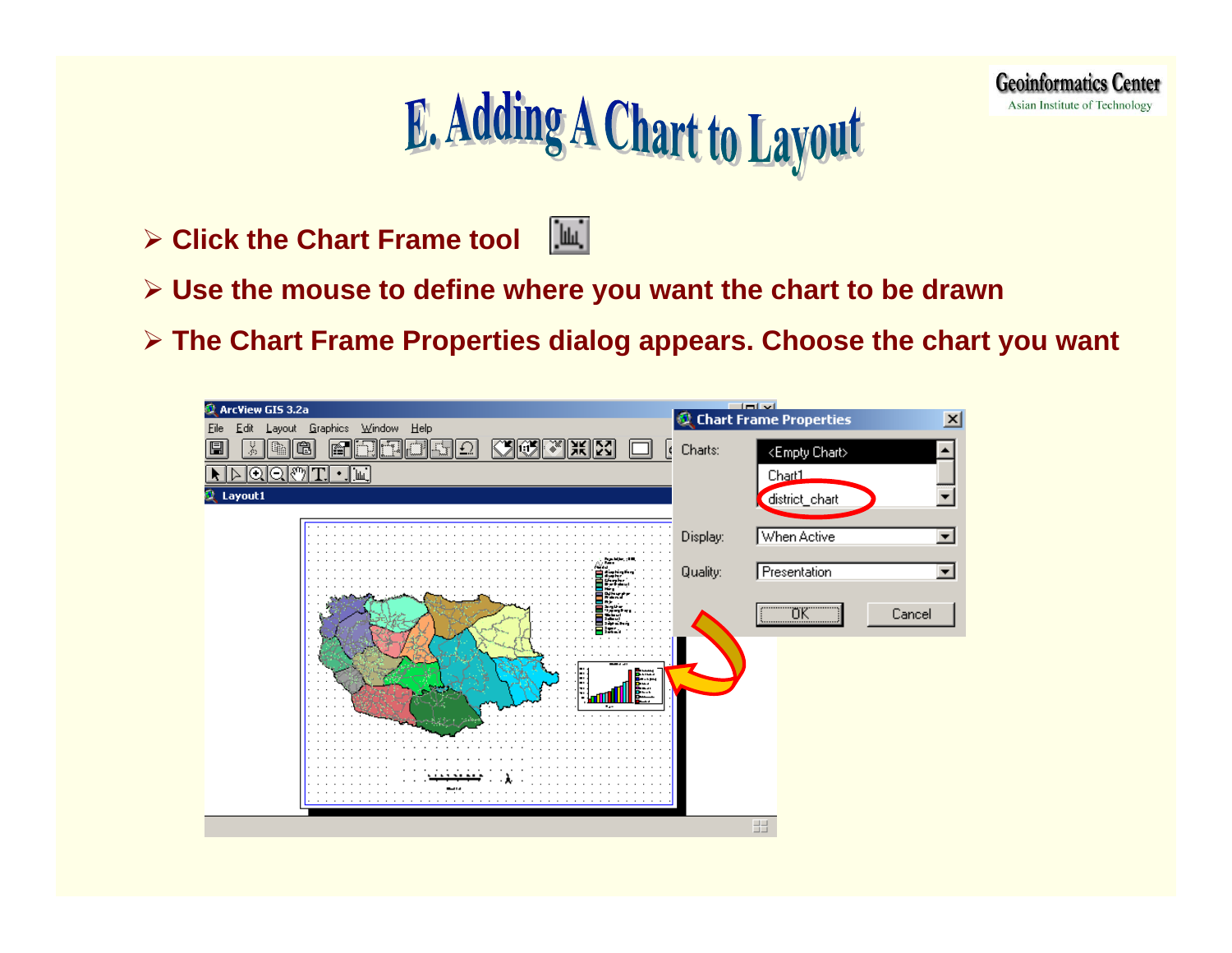# E. Adding A Chart to Layout

- **Click the Chart Frame tool**
- **Use the mouse to define where you want the chart to be drawn**
- **The Chart Frame Properties dialog appears. Choose the chart you want**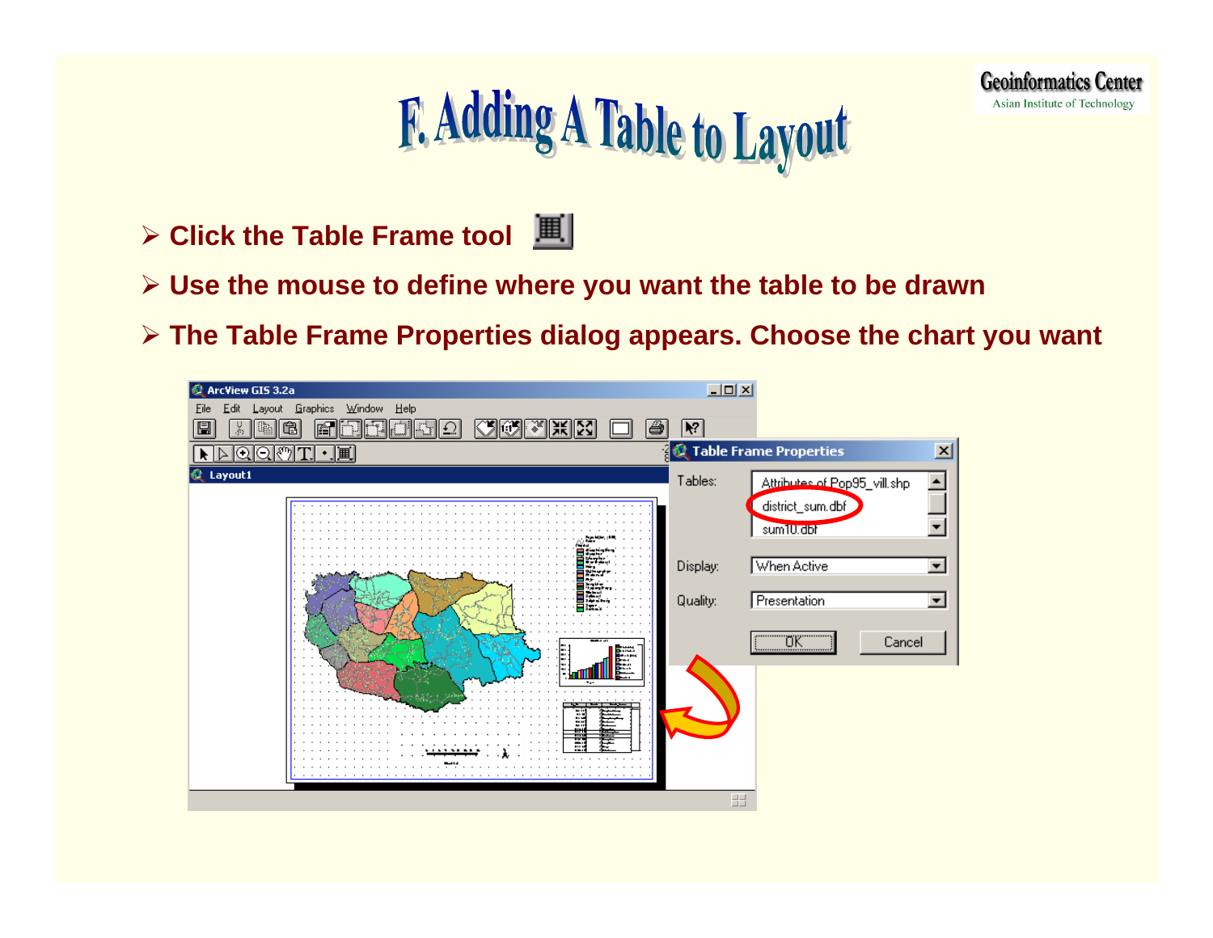# F. Adding A Table to Layout

- Click the Table Frame tool
- Use the mouse to define where you want the table to be drawn
- The Table Frame Properties dialog appears. Choose the chart you want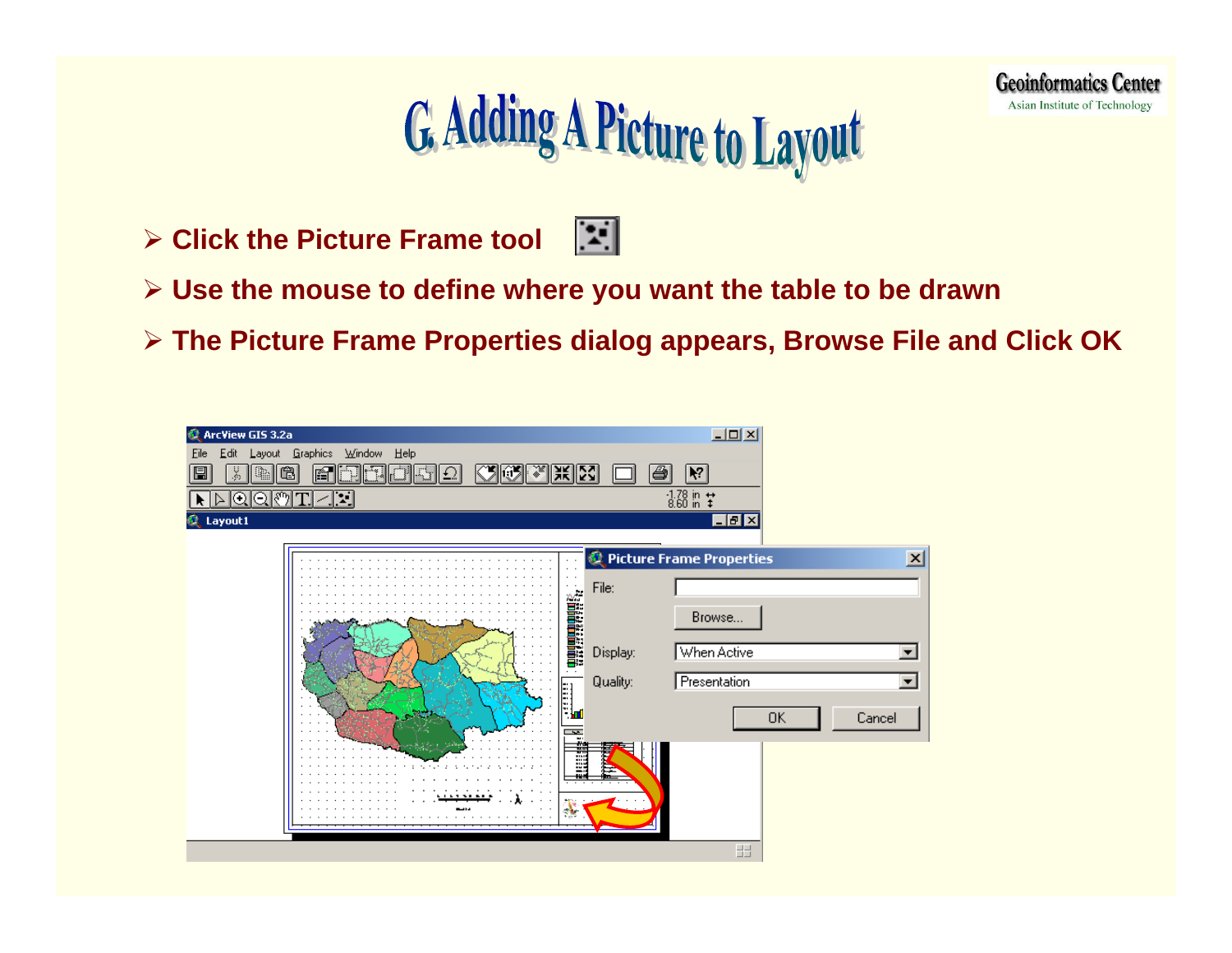# G. Adding A Picture to Layout

- Click the Picture Frame tool
- Use the mouse to define where you want the table to be drawn
- The Picture Frame Properties dialog appears, Browse File and Click OK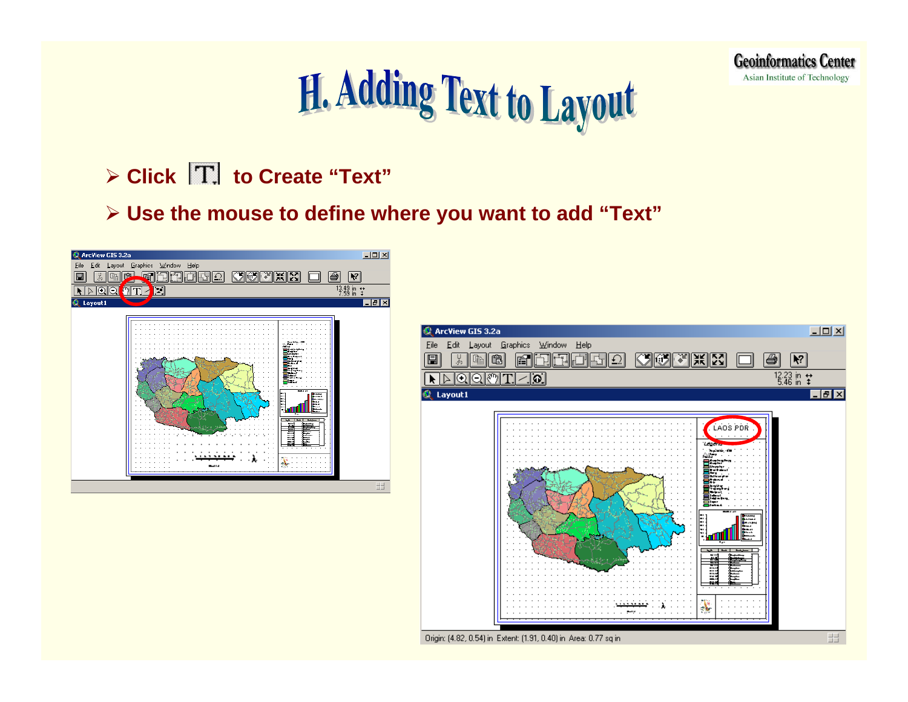# H. Adding Text to Layout

- Click T to Create "Text"
- Use the mouse to define where you want to add "Text"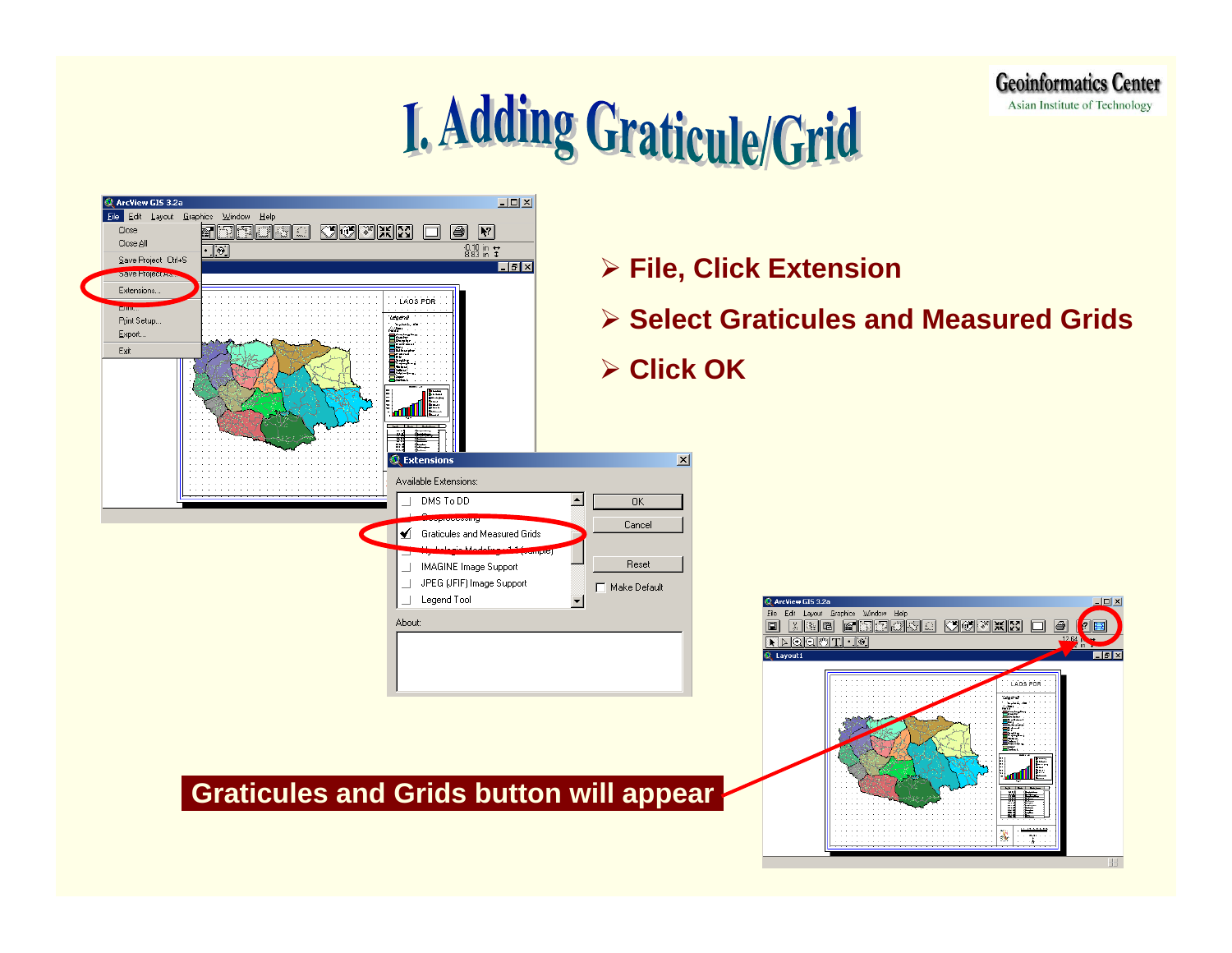# I. Adding Graticule/Grid

- **File, Click Extension**
- **Select Graticules and Measured Grids**
- **Click OK**

**Graticules and Grids button will appear**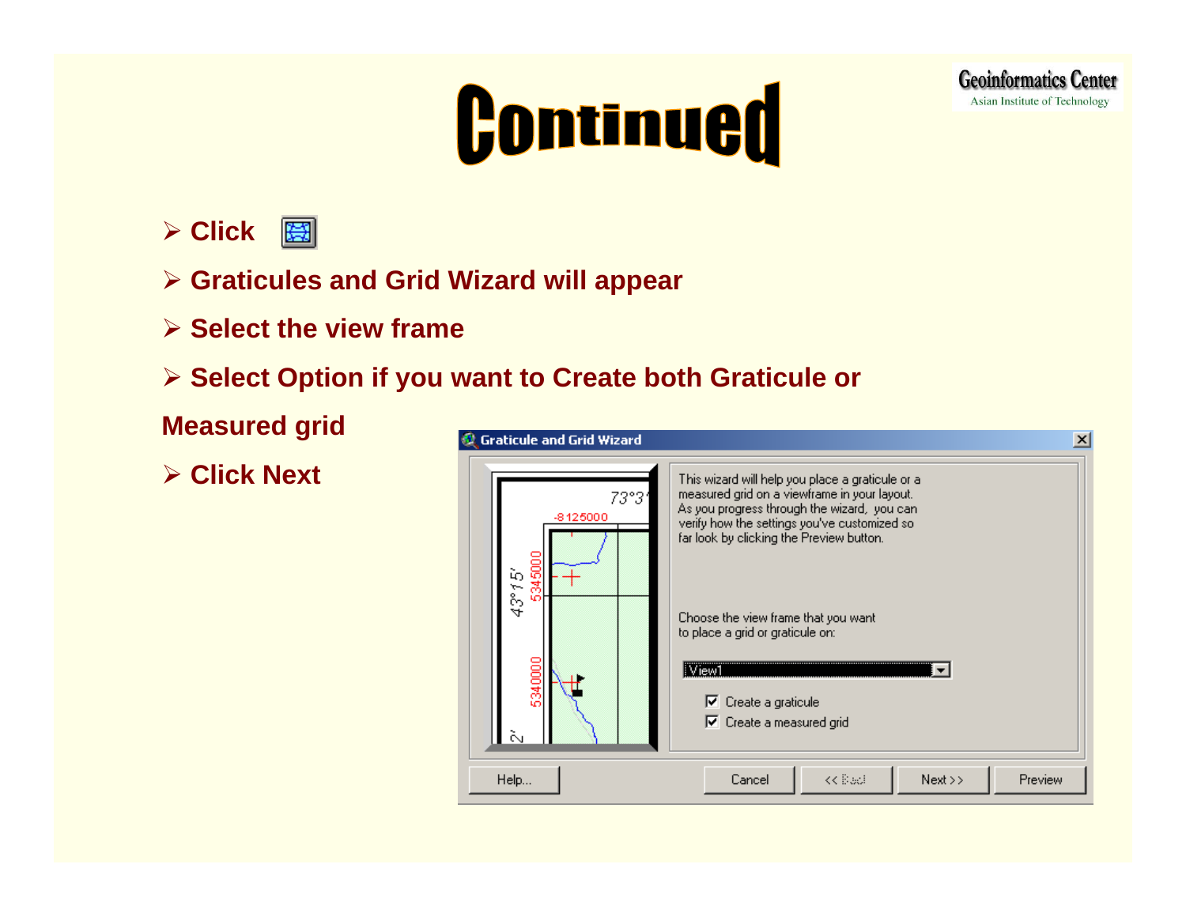# Continued

- Click
- Graticules and Grid Wizard will appear
- Select the view frame
- Select Option if you want to Create both Graticule or Measured grid
- Click Next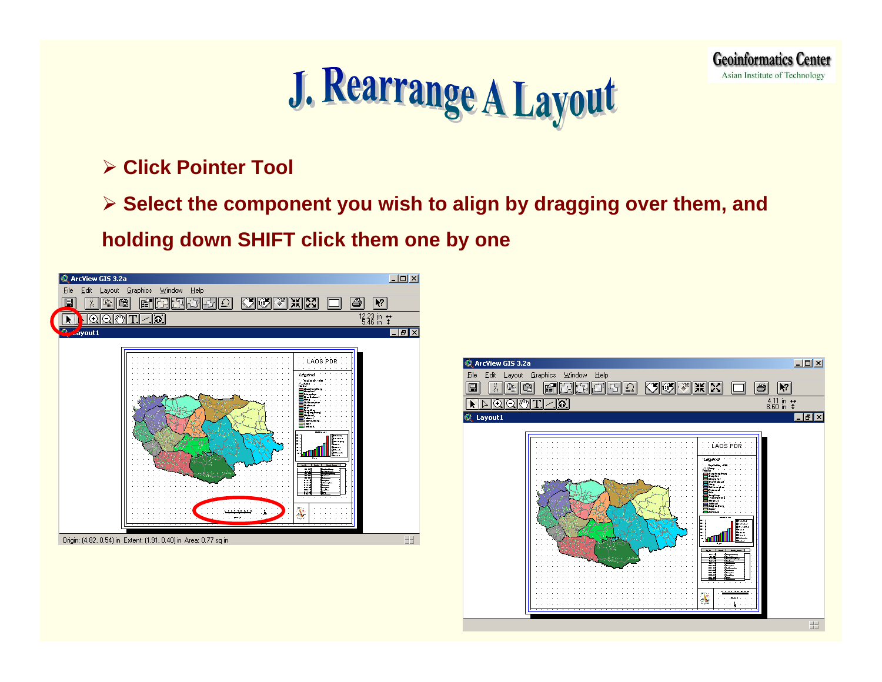# J. Rearrange A Layout

- **Click Pointer Tool**
- **Select the component you wish to align by dragging over them, and holding down SHIFT click them one by one**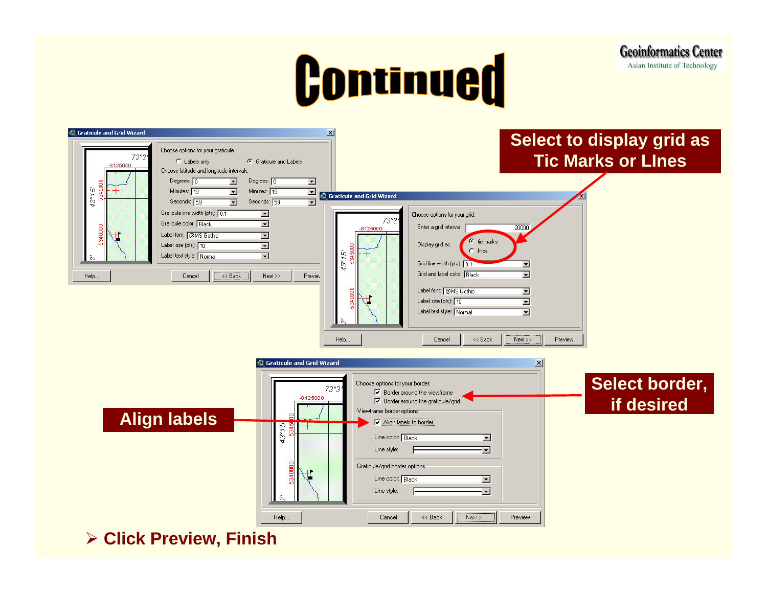# Continued

Select to display grid as Tic Marks or LInes

Select border, if desired

Align labels

- Click Preview, Finish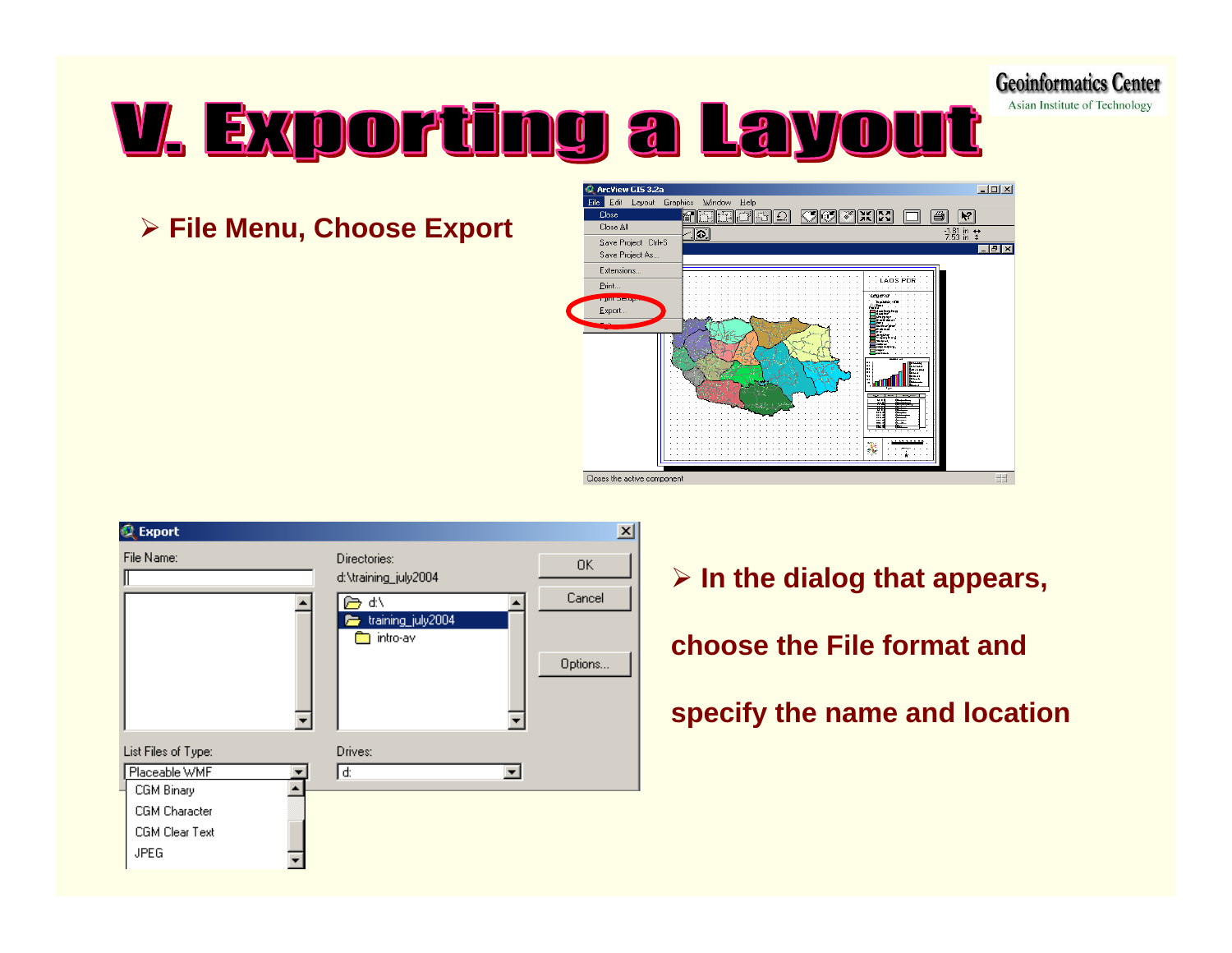# V. Exporting a Layout

- File Menu, Choose Export

- In the dialog that appears,

  choose the File format and

  specify the name and location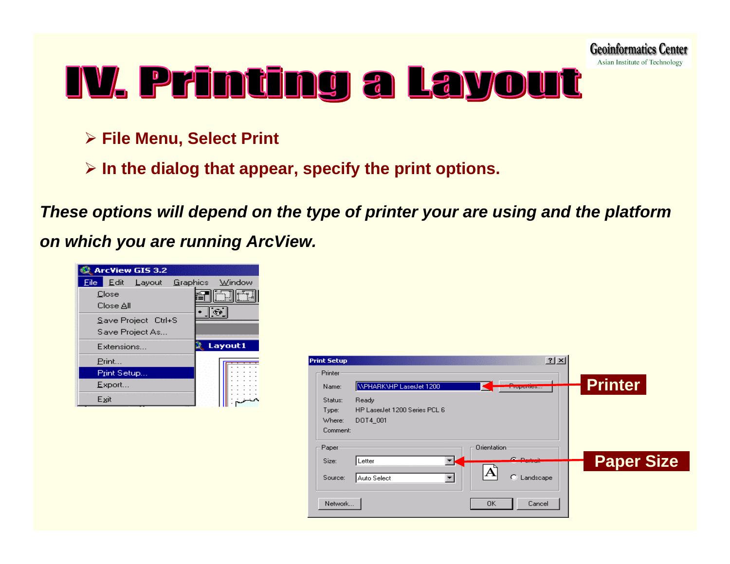# IV. Printing a Layout

- **File Menu, Select Print**
- **In the dialog that appear, specify the print options.**

***These options will depend on the type of printer your are using and the platform on which you are running ArcView.***